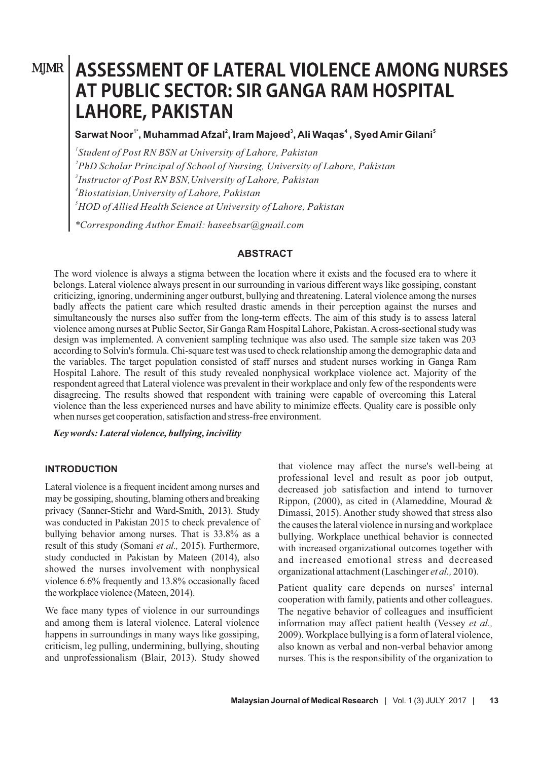MJMR

# ASSESSMENT OF LATERAL VIOLENCE AMONG NURSES AT PUBLIC SECTOR: SIR GANGA RAM HOSPITAL LAHORE, PAKISTAN

**Sarwat Noor[1*], Muhammad Afzal[2], Iram Majeed[3], Ali Waqas[4], Syed Amir Gilani[5]**

*[1]Student of Post RN BSN at University of Lahore, Pakistan*
*[2]PhD Scholar Principal of School of Nursing, University of Lahore, Pakistan*
*[3]Instructor of Post RN BSN, University of Lahore, Pakistan*
*[4]Biostatisian, University of Lahore, Pakistan*
*[5]HOD of Allied Health Science at University of Lahore, Pakistan*

*\*Corresponding Author Email: haseebsar@gmail.com*

## ABSTRACT

The word violence is always a stigma between the location where it exists and the focused era to where it belongs. Lateral violence always present in our surrounding in various different ways like gossiping, constant criticizing, ignoring, undermining anger outburst, bullying and threatening. Lateral violence among the nurses badly affects the patient care which resulted drastic amends in their perception against the nurses and simultaneously the nurses also suffer from the long-term effects. The aim of this study is to assess lateral violence among nurses at Public Sector, Sir Ganga Ram Hospital Lahore, Pakistan. A cross-sectional study was design was implemented. A convenient sampling technique was also used. The sample size taken was 203 according to Solvin's formula. Chi-square test was used to check relationship among the demographic data and the variables. The target population consisted of staff nurses and student nurses working in Ganga Ram Hospital Lahore. The result of this study revealed nonphysical workplace violence act. Majority of the respondent agreed that Lateral violence was prevalent in their workplace and only few of the respondents were disagreeing. The results showed that respondent with training were capable of overcoming this Lateral violence than the less experienced nurses and have ability to minimize effects. Quality care is possible only when nurses get cooperation, satisfaction and stress-free environment.

***Key words: Lateral violence, bullying, incivility***

## INTRODUCTION

Lateral violence is a frequent incident among nurses and may be gossiping, shouting, blaming others and breaking privacy (Sanner-Stiehr and Ward-Smith, 2013). Study was conducted in Pakistan 2015 to check prevalence of bullying behavior among nurses. That is 33.8% as a result of this study (Somani *et al.,* 2015). Furthermore, study conducted in Pakistan by Mateen (2014), also showed the nurses involvement with nonphysical violence 6.6% frequently and 13.8% occasionally faced the workplace violence (Mateen, 2014).

We face many types of violence in our surroundings and among them is lateral violence. Lateral violence happens in surroundings in many ways like gossiping, criticism, leg pulling, undermining, bullying, shouting and unprofessionalism (Blair, 2013). Study showed that violence may affect the nurse's well-being at professional level and result as poor job output, decreased job satisfaction and intend to turnover Rippon, (2000), as cited in (Alameddine, Mourad & Dimassi, 2015). Another study showed that stress also the causes the lateral violence in nursing and workplace bullying. Workplace unethical behavior is connected with increased organizational outcomes together with and increased emotional stress and decreased organizational attachment (Laschinger *et al.,* 2010).

Patient quality care depends on nurses' internal cooperation with family, patients and other colleagues. The negative behavior of colleagues and insufficient information may affect patient health (Vessey *et al.,* 2009). Workplace bullying is a form of lateral violence, also known as verbal and non-verbal behavior among nurses. This is the responsibility of the organization to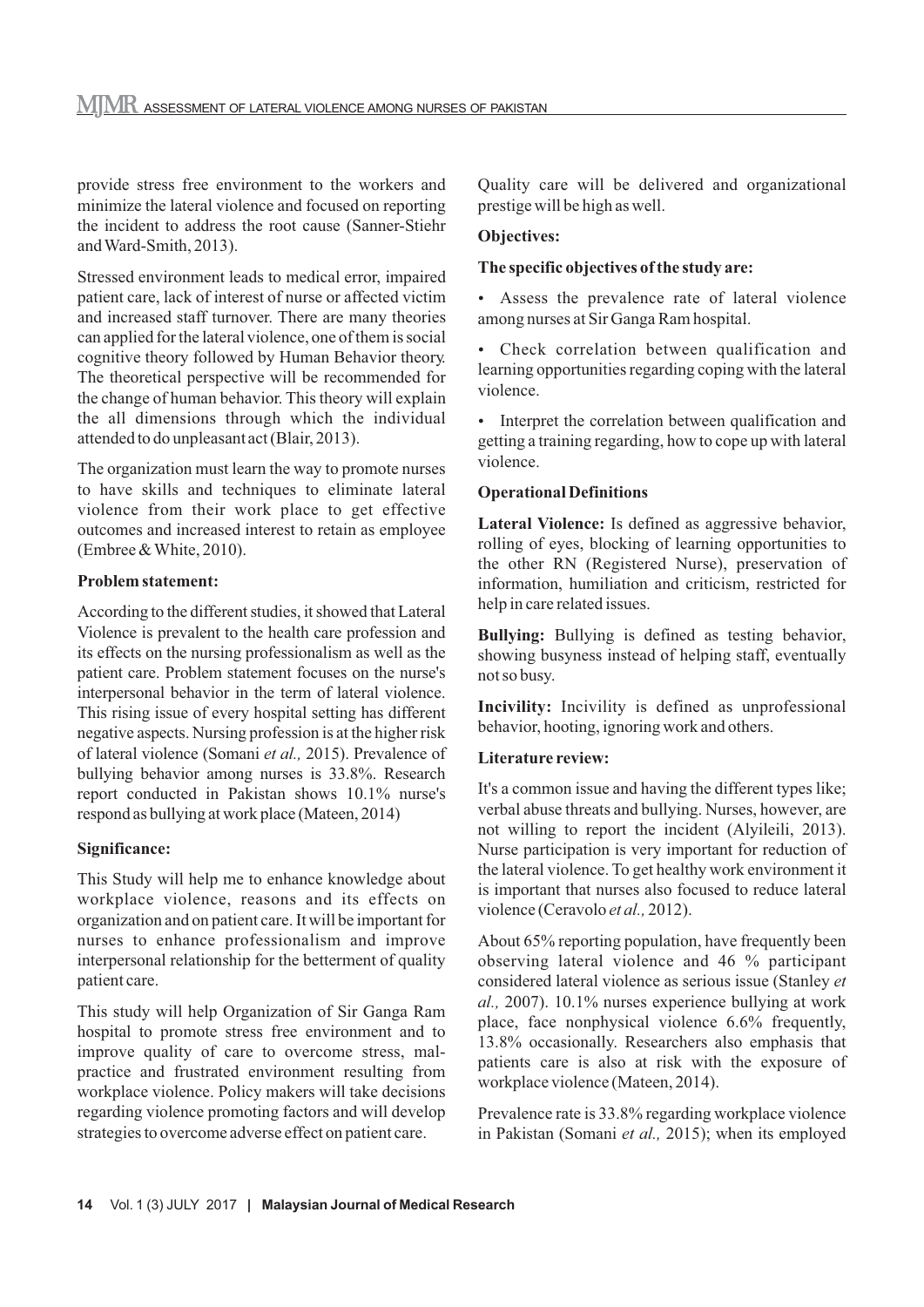provide stress free environment to the workers and minimize the lateral violence and focused on reporting the incident to address the root cause (Sanner-Stiehr and Ward-Smith, 2013).

Stressed environment leads to medical error, impaired patient care, lack of interest of nurse or affected victim and increased staff turnover. There are many theories can applied for the lateral violence, one of them is social cognitive theory followed by Human Behavior theory. The theoretical perspective will be recommended for the change of human behavior. This theory will explain the all dimensions through which the individual attended to do unpleasant act (Blair, 2013).

The organization must learn the way to promote nurses to have skills and techniques to eliminate lateral violence from their work place to get effective outcomes and increased interest to retain as employee (Embree & White, 2010).

**Problem statement:**

According to the different studies, it showed that Lateral Violence is prevalent to the health care profession and its effects on the nursing professionalism as well as the patient care. Problem statement focuses on the nurse's interpersonal behavior in the term of lateral violence. This rising issue of every hospital setting has different negative aspects. Nursing profession is at the higher risk of lateral violence (Somani *et al.,* 2015). Prevalence of bullying behavior among nurses is 33.8%. Research report conducted in Pakistan shows 10.1% nurse's respond as bullying at work place (Mateen, 2014)

**Significance:**

This Study will help me to enhance knowledge about workplace violence, reasons and its effects on organization and on patient care. It will be important for nurses to enhance professionalism and improve interpersonal relationship for the betterment of quality patient care.

This study will help Organization of Sir Ganga Ram hospital to promote stress free environment and to improve quality of care to overcome stress, mal-practice and frustrated environment resulting from workplace violence. Policy makers will take decisions regarding violence promoting factors and will develop strategies to overcome adverse effect on patient care. Quality care will be delivered and organizational prestige will be high as well.

**Objectives:**

**The specific objectives of the study are:**

- Assess the prevalence rate of lateral violence among nurses at Sir Ganga Ram hospital.
- Check correlation between qualification and learning opportunities regarding coping with the lateral violence.
- Interpret the correlation between qualification and getting a training regarding, how to cope up with lateral violence.

**Operational Definitions**

**Lateral Violence:** Is defined as aggressive behavior, rolling of eyes, blocking of learning opportunities to the other RN (Registered Nurse), preservation of information, humiliation and criticism, restricted for help in care related issues.

**Bullying:** Bullying is defined as testing behavior, showing busyness instead of helping staff, eventually not so busy.

**Incivility:** Incivility is defined as unprofessional behavior, hooting, ignoring work and others.

**Literature review:**

It's a common issue and having the different types like; verbal abuse threats and bullying. Nurses, however, are not willing to report the incident (Alyileili, 2013). Nurse participation is very important for reduction of the lateral violence. To get healthy work environment it is important that nurses also focused to reduce lateral violence (Ceravolo *et al.,* 2012).

About 65% reporting population, have frequently been observing lateral violence and 46 % participant considered lateral violence as serious issue (Stanley *et al.,* 2007). 10.1% nurses experience bullying at work place, face nonphysical violence 6.6% frequently, 13.8% occasionally. Researchers also emphasis that patients care is also at risk with the exposure of workplace violence (Mateen, 2014).

Prevalence rate is 33.8% regarding workplace violence in Pakistan (Somani *et al.,* 2015); when its employed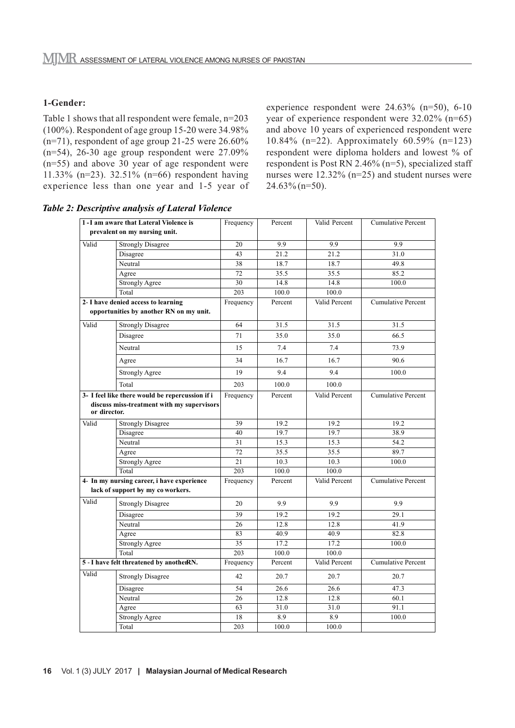### 1-Gender:

Table 1 shows that all respondent were female, n=203 (100%). Respondent of age group 15-20 were 34.98% (n=71), respondent of age group 21-25 were 26.60% (n=54), 26-30 age group respondent were 27.09% (n=55) and above 30 year of age respondent were 11.33% (n=23). 32.51% (n=66) respondent having experience less than one year and 1-5 year of experience respondent were 24.63% (n=50), 6-10 year of experience respondent were 32.02% (n=65) and above 10 years of experienced respondent were 10.84% (n=22). Approximately 60.59% (n=123) respondent were diploma holders and lowest % of respondent is Post RN 2.46% (n=5), specialized staff nurses were 12.32% (n=25) and student nurses were 24.63% (n=50).

***Table 2: Descriptive analysis of Lateral Violence***

| **1 -I am aware that Lateral Violence is prevalent on my nursing unit.** | | Frequency | Percent | Valid Percent | Cumulative Percent |
|---|---|---|---|---|---|
| Valid | Strongly Disagree | 20 | 9.9 | 9.9 | 9.9 |
| | Disagree | 43 | 21.2 | 21.2 | 31.0 |
| | Neutral | 38 | 18.7 | 18.7 | 49.8 |
| | Agree | 72 | 35.5 | 35.5 | 85.2 |
| | Strongly Agree | 30 | 14.8 | 14.8 | 100.0 |
| | Total | 203 | 100.0 | 100.0 | |
| **2- I have denied access to learning opportunities by another RN on my unit.** | | Frequency | Percent | Valid Percent | Cumulative Percent |
| Valid | Strongly Disagree | 64 | 31.5 | 31.5 | 31.5 |
| | Disagree | 71 | 35.0 | 35.0 | 66.5 |
| | Neutral | 15 | 7.4 | 7.4 | 73.9 |
| | Agree | 34 | 16.7 | 16.7 | 90.6 |
| | Strongly Agree | 19 | 9.4 | 9.4 | 100.0 |
| | Total | 203 | 100.0 | 100.0 | |
| **3- I feel like there would be repercussion if i discuss miss-treatment with my supervisors or director.** | | Frequency | Percent | Valid Percent | Cumulative Percent |
| Valid | Strongly Disagree | 39 | 19.2 | 19.2 | 19.2 |
| | Disagree | 40 | 19.7 | 19.7 | 38.9 |
| | Neutral | 31 | 15.3 | 15.3 | 54.2 |
| | Agree | 72 | 35.5 | 35.5 | 89.7 |
| | Strongly Agree | 21 | 10.3 | 10.3 | 100.0 |
| | Total | 203 | 100.0 | 100.0 | |
| **4- In my nursing career, i have experience lack of support by my co workers.** | | Frequency | Percent | Valid Percent | Cumulative Percent |
| Valid | Strongly Disagree | 20 | 9.9 | 9.9 | 9.9 |
| | Disagree | 39 | 19.2 | 19.2 | 29.1 |
| | Neutral | 26 | 12.8 | 12.8 | 41.9 |
| | Agree | 83 | 40.9 | 40.9 | 82.8 |
| | Strongly Agree | 35 | 17.2 | 17.2 | 100.0 |
| | Total | 203 | 100.0 | 100.0 | |
| **5 - I have felt threatened by another RN.** | | Frequency | Percent | Valid Percent | Cumulative Percent |
| Valid | Strongly Disagree | 42 | 20.7 | 20.7 | 20.7 |
| | Disagree | 54 | 26.6 | 26.6 | 47.3 |
| | Neutral | 26 | 12.8 | 12.8 | 60.1 |
| | Agree | 63 | 31.0 | 31.0 | 91.1 |
| | Strongly Agree | 18 | 8.9 | 8.9 | 100.0 |
| | Total | 203 | 100.0 | 100.0 | |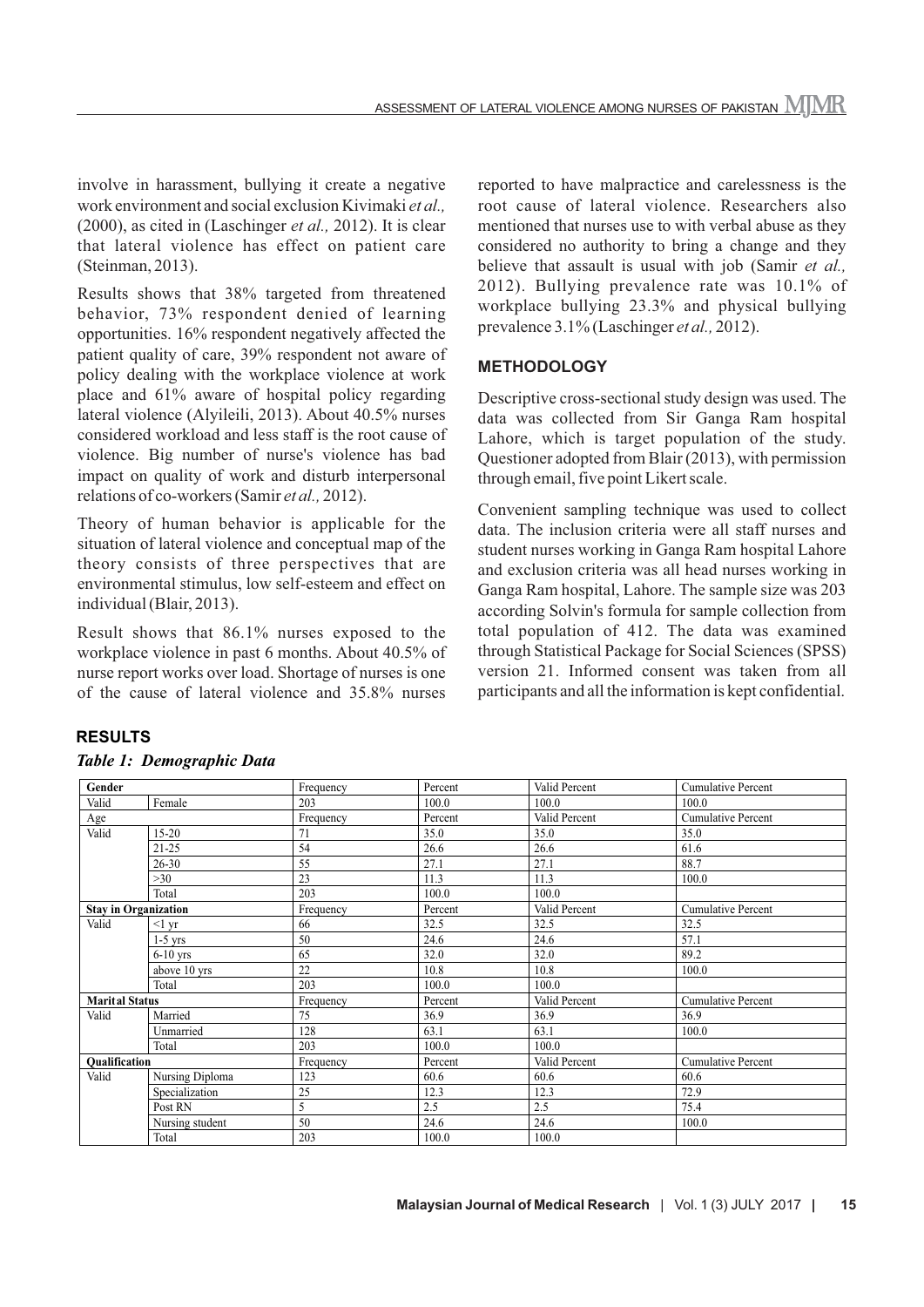involve in harassment, bullying it create a negative work environment and social exclusion Kivimaki *et al.,* (2000), as cited in (Laschinger *et al.,* 2012). It is clear that lateral violence has effect on patient care (Steinman, 2013).

Results shows that 38% targeted from threatened behavior, 73% respondent denied of learning opportunities. 16% respondent negatively affected the patient quality of care, 39% respondent not aware of policy dealing with the workplace violence at work place and 61% aware of hospital policy regarding lateral violence (Alyileili, 2013). About 40.5% nurses considered workload and less staff is the root cause of violence. Big number of nurse's violence has bad impact on quality of work and disturb interpersonal relations of co-workers (Samir *et al.,* 2012).

Theory of human behavior is applicable for the situation of lateral violence and conceptual map of the theory consists of three perspectives that are environmental stimulus, low self-esteem and effect on individual (Blair, 2013).

Result shows that 86.1% nurses exposed to the workplace violence in past 6 months. About 40.5% of nurse report works over load. Shortage of nurses is one of the cause of lateral violence and 35.8% nurses reported to have malpractice and carelessness is the root cause of lateral violence. Researchers also mentioned that nurses use to with verbal abuse as they considered no authority to bring a change and they believe that assault is usual with job (Samir *et al.,* 2012). Bullying prevalence rate was 10.1% of workplace bullying 23.3% and physical bullying prevalence 3.1% (Laschinger *et al.,* 2012).

## METHODOLOGY

Descriptive cross-sectional study design was used. The data was collected from Sir Ganga Ram hospital Lahore, which is target population of the study. Questioner adopted from Blair (2013), with permission through email, five point Likert scale.

Convenient sampling technique was used to collect data. The inclusion criteria were all staff nurses and student nurses working in Ganga Ram hospital Lahore and exclusion criteria was all head nurses working in Ganga Ram hospital, Lahore. The sample size was 203 according Solvin's formula for sample collection from total population of 412. The data was examined through Statistical Package for Social Sciences (SPSS) version 21. Informed consent was taken from all participants and all the information is kept confidential.

## RESULTS

***Table 1: Demographic Data***

| Gender | | Frequency | Percent | Valid Percent | Cumulative Percent |
|---|---|---|---|---|---|
| Valid | Female | 203 | 100.0 | 100.0 | 100.0 |
| Age | | Frequency | Percent | Valid Percent | Cumulative Percent |
| Valid | 15-20 | 71 | 35.0 | 35.0 | 35.0 |
| | 21-25 | 54 | 26.6 | 26.6 | 61.6 |
| | 26-30 | 55 | 27.1 | 27.1 | 88.7 |
| | >30 | 23 | 11.3 | 11.3 | 100.0 |
| | Total | 203 | 100.0 | 100.0 | |
| **Stay in Organization** | | Frequency | Percent | Valid Percent | Cumulative Percent |
| Valid | <1 yr | 66 | 32.5 | 32.5 | 32.5 |
| | 1-5 yrs | 50 | 24.6 | 24.6 | 57.1 |
| | 6-10 yrs | 65 | 32.0 | 32.0 | 89.2 |
| | above 10 yrs | 22 | 10.8 | 10.8 | 100.0 |
| | Total | 203 | 100.0 | 100.0 | |
| **Marital Status** | | Frequency | Percent | Valid Percent | Cumulative Percent |
| Valid | Married | 75 | 36.9 | 36.9 | 36.9 |
| | Unmarried | 128 | 63.1 | 63.1 | 100.0 |
| | Total | 203 | 100.0 | 100.0 | |
| **Qualification** | | Frequency | Percent | Valid Percent | Cumulative Percent |
| Valid | Nursing Diploma | 123 | 60.6 | 60.6 | 60.6 |
| | Specialization | 25 | 12.3 | 12.3 | 72.9 |
| | Post RN | 5 | 2.5 | 2.5 | 75.4 |
| | Nursing student | 50 | 24.6 | 24.6 | 100.0 |
| | Total | 203 | 100.0 | 100.0 | |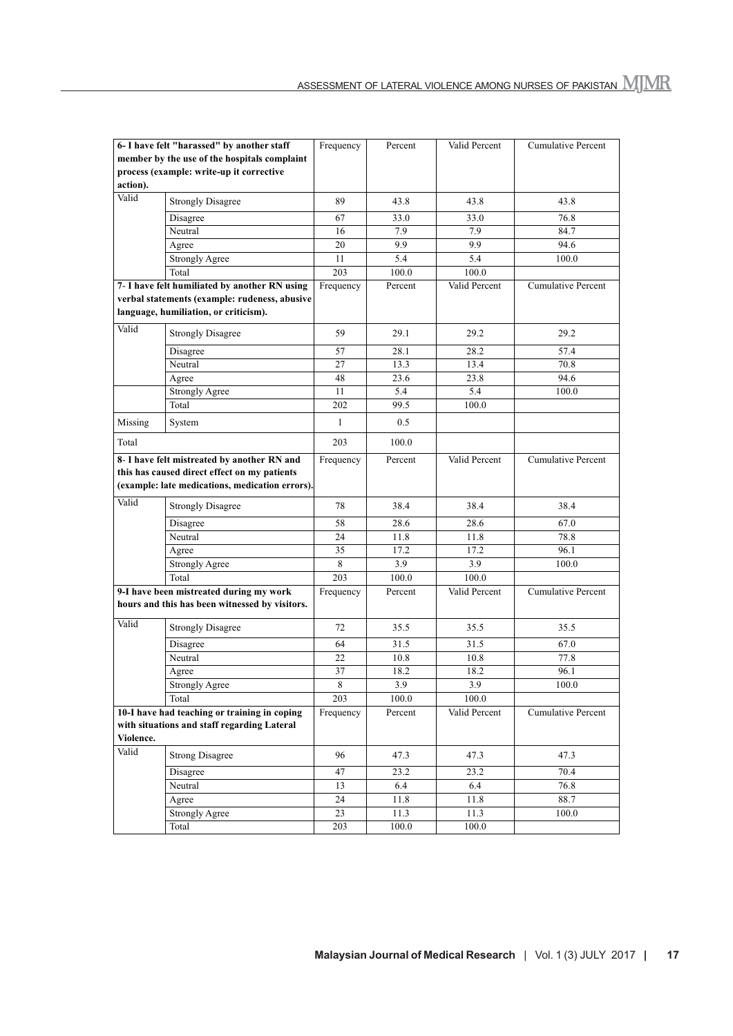| 6- I have felt "harassed" by another staff member by the use of the hospitals complaint process (example: write-up it corrective action). | | Frequency | Percent | Valid Percent | Cumulative Percent |
|---|---|---|---|---|---|
| Valid | Strongly Disagree | 89 | 43.8 | 43.8 | 43.8 |
| | Disagree | 67 | 33.0 | 33.0 | 76.8 |
| | Neutral | 16 | 7.9 | 7.9 | 84.7 |
| | Agree | 20 | 9.9 | 9.9 | 94.6 |
| | Strongly Agree | 11 | 5.4 | 5.4 | 100.0 |
| | Total | 203 | 100.0 | 100.0 | |

| 7- I have felt humiliated by another RN using verbal statements (example: rudeness, abusive language, humiliation, or criticism). | | Frequency | Percent | Valid Percent | Cumulative Percent |
|---|---|---|---|---|---|
| Valid | Strongly Disagree | 59 | 29.1 | 29.2 | 29.2 |
| | Disagree | 57 | 28.1 | 28.2 | 57.4 |
| | Neutral | 27 | 13.3 | 13.4 | 70.8 |
| | Agree | 48 | 23.6 | 23.8 | 94.6 |
| | Strongly Agree | 11 | 5.4 | 5.4 | 100.0 |
| | Total | 202 | 99.5 | 100.0 | |
| Missing | System | 1 | 0.5 | | |
| Total | | 203 | 100.0 | | |

| 8- I have felt mistreated by another RN and this has caused direct effect on my patients (example: late medications, medication errors). | | Frequency | Percent | Valid Percent | Cumulative Percent |
|---|---|---|---|---|---|
| Valid | Strongly Disagree | 78 | 38.4 | 38.4 | 38.4 |
| | Disagree | 58 | 28.6 | 28.6 | 67.0 |
| | Neutral | 24 | 11.8 | 11.8 | 78.8 |
| | Agree | 35 | 17.2 | 17.2 | 96.1 |
| | Strongly Agree | 8 | 3.9 | 3.9 | 100.0 |
| | Total | 203 | 100.0 | 100.0 | |

| 9-I have been mistreated during my work hours and this has been witnessed by visitors. | | Frequency | Percent | Valid Percent | Cumulative Percent |
|---|---|---|---|---|---|
| Valid | Strongly Disagree | 72 | 35.5 | 35.5 | 35.5 |
| | Disagree | 64 | 31.5 | 31.5 | 67.0 |
| | Neutral | 22 | 10.8 | 10.8 | 77.8 |
| | Agree | 37 | 18.2 | 18.2 | 96.1 |
| | Strongly Agree | 8 | 3.9 | 3.9 | 100.0 |
| | Total | 203 | 100.0 | 100.0 | |

| 10-I have had teaching or training in coping with situations and staff regarding Lateral Violence. | | Frequency | Percent | Valid Percent | Cumulative Percent |
|---|---|---|---|---|---|
| Valid | Strong Disagree | 96 | 47.3 | 47.3 | 47.3 |
| | Disagree | 47 | 23.2 | 23.2 | 70.4 |
| | Neutral | 13 | 6.4 | 6.4 | 76.8 |
| | Agree | 24 | 11.8 | 11.8 | 88.7 |
| | Strongly Agree | 23 | 11.3 | 11.3 | 100.0 |
| | Total | 203 | 100.0 | 100.0 | |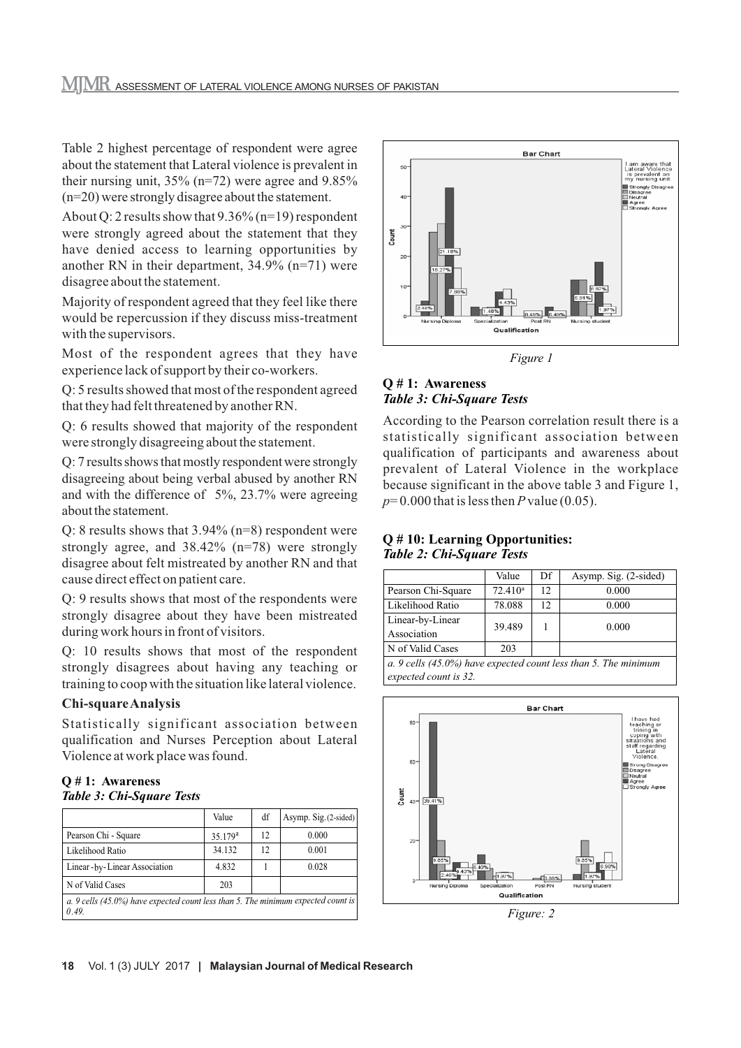Table 2 highest percentage of respondent were agree about the statement that Lateral violence is prevalent in their nursing unit, 35% (n=72) were agree and 9.85% (n=20) were strongly disagree about the statement.

About Q: 2 results show that 9.36% (n=19) respondent were strongly agreed about the statement that they have denied access to learning opportunities by another RN in their department, 34.9% (n=71) were disagree about the statement.

Majority of respondent agreed that they feel like there would be repercussion if they discuss miss-treatment with the supervisors.

Most of the respondent agrees that they have experience lack of support by their co-workers.

Q: 5 results showed that most of the respondent agreed that they had felt threatened by another RN.

Q: 6 results showed that majority of the respondent were strongly disagreeing about the statement.

Q: 7 results shows that mostly respondent were strongly disagreeing about being verbal abused by another RN and with the difference of 5%, 23.7% were agreeing about the statement.

Q: 8 results shows that 3.94% (n=8) respondent were strongly agree, and 38.42% (n=78) were strongly disagree about felt mistreated by another RN and that cause direct effect on patient care.

Q: 9 results shows that most of the respondents were strongly disagree about they have been mistreated during work hours in front of visitors.

Q: 10 results shows that most of the respondent strongly disagrees about having any teaching or training to coop with the situation like lateral violence.

### Chi-square Analysis

Statistically significant association between qualification and Nurses Perception about Lateral Violence at work place was found.

**Q # 1: Awareness**
***Table 3: Chi-Square Tests***

| | Value | df | Asymp. Sig. (2-sided) |
|---|---|---|---|
| Pearson Chi - Square | 35.179[a] | 12 | 0.000 |
| Likelihood Ratio | 34.132 | 12 | 0.001 |
| Linear-by-Linear Association | 4.832 | 1 | 0.028 |
| N of Valid Cases | 203 | | |

*a. 9 cells (45.0%) have expected count less than 5. The minimum expected count is 0.49.*

*Figure 1*

**Q # 1: Awareness**
***Table 3: Chi-Square Tests***

According to the Pearson correlation result there is a statistically significant association between qualification of participants and awareness about prevalent of Lateral Violence in the workplace because significant in the above table 3 and Figure 1, $p = 0.000$ that is less then $P$ value (0.05).

**Q # 10: Learning Opportunities:**
***Table 2: Chi-Square Tests***

| | Value | Df | Asymp. Sig. (2-sided) |
|---|---|---|---|
| Pearson Chi-Square | 72.410[a] | 12 | 0.000 |
| Likelihood Ratio | 78.088 | 12 | 0.000 |
| Linear-by-Linear Association | 39.489 | 1 | 0.000 |
| N of Valid Cases | 203 | | |

*a. 9 cells (45.0%) have expected count less than 5. The minimum expected count is 32.*

*Figure: 2*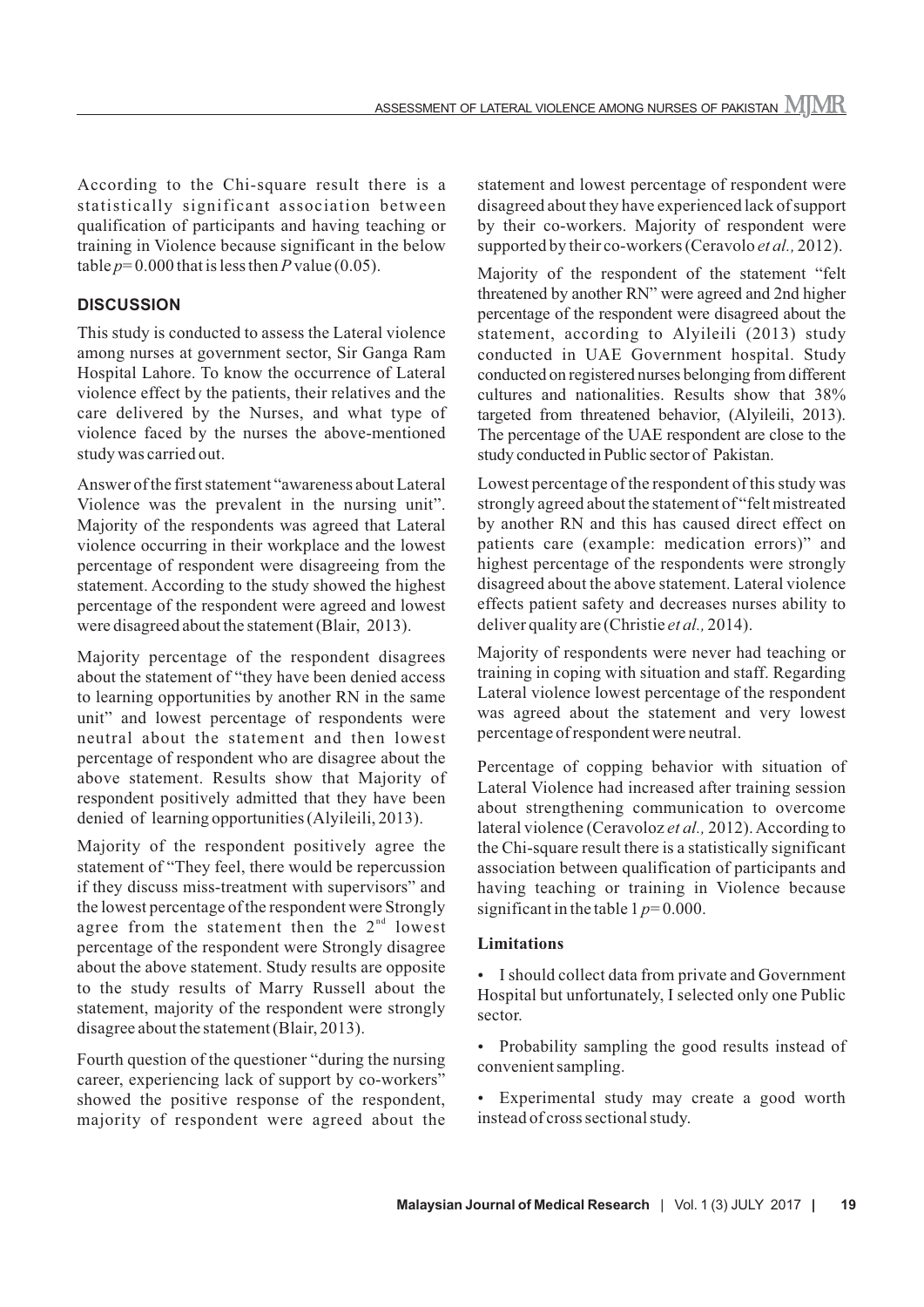According to the Chi-square result there is a statistically significant association between qualification of participants and having teaching or training in Violence because significant in the below table $p= 0.000$ that is less then $P$ value (0.05).

## DISCUSSION

This study is conducted to assess the Lateral violence among nurses at government sector, Sir Ganga Ram Hospital Lahore. To know the occurrence of Lateral violence effect by the patients, their relatives and the care delivered by the Nurses, and what type of violence faced by the nurses the above-mentioned study was carried out.

Answer of the first statement "awareness about Lateral Violence was the prevalent in the nursing unit". Majority of the respondents was agreed that Lateral violence occurring in their workplace and the lowest percentage of respondent were disagreeing from the statement. According to the study showed the highest percentage of the respondent were agreed and lowest were disagreed about the statement (Blair, 2013).

Majority percentage of the respondent disagrees about the statement of "they have been denied access to learning opportunities by another RN in the same unit" and lowest percentage of respondents were neutral about the statement and then lowest percentage of respondent who are disagree about the above statement. Results show that Majority of respondent positively admitted that they have been denied of learning opportunities (Alyileili, 2013).

Majority of the respondent positively agree the statement of "They feel, there would be repercussion if they discuss miss-treatment with supervisors" and the lowest percentage of the respondent were Strongly agree from the statement then the 2nd lowest percentage of the respondent were Strongly disagree about the above statement. Study results are opposite to the study results of Marry Russell about the statement, majority of the respondent were strongly disagree about the statement (Blair, 2013).

Fourth question of the questioner "during the nursing career, experiencing lack of support by co-workers" showed the positive response of the respondent, majority of respondent were agreed about the statement and lowest percentage of respondent were disagreed about they have experienced lack of support by their co-workers. Majority of respondent were supported by their co-workers (Ceravolo *et al.,* 2012).

Majority of the respondent of the statement "felt threatened by another RN" were agreed and 2nd higher percentage of the respondent were disagreed about the statement, according to Alyileili (2013) study conducted in UAE Government hospital. Study conducted on registered nurses belonging from different cultures and nationalities. Results show that 38% targeted from threatened behavior, (Alyileili, 2013). The percentage of the UAE respondent are close to the study conducted in Public sector of Pakistan.

Lowest percentage of the respondent of this study was strongly agreed about the statement of "felt mistreated by another RN and this has caused direct effect on patients care (example: medication errors)" and highest percentage of the respondents were strongly disagreed about the above statement. Lateral violence effects patient safety and decreases nurses ability to deliver quality are (Christie *et al.,* 2014).

Majority of respondents were never had teaching or training in coping with situation and staff. Regarding Lateral violence lowest percentage of the respondent was agreed about the statement and very lowest percentage of respondent were neutral.

Percentage of copping behavior with situation of Lateral Violence had increased after training session about strengthening communication to overcome lateral violence (Ceravoloz *et al.,* 2012). According to the Chi-square result there is a statistically significant association between qualification of participants and having teaching or training in Violence because significant in the table 1 $p= 0.000$.

### Limitations

- I should collect data from private and Government Hospital but unfortunately, I selected only one Public sector.
- Probability sampling the good results instead of convenient sampling.
- Experimental study may create a good worth instead of cross sectional study.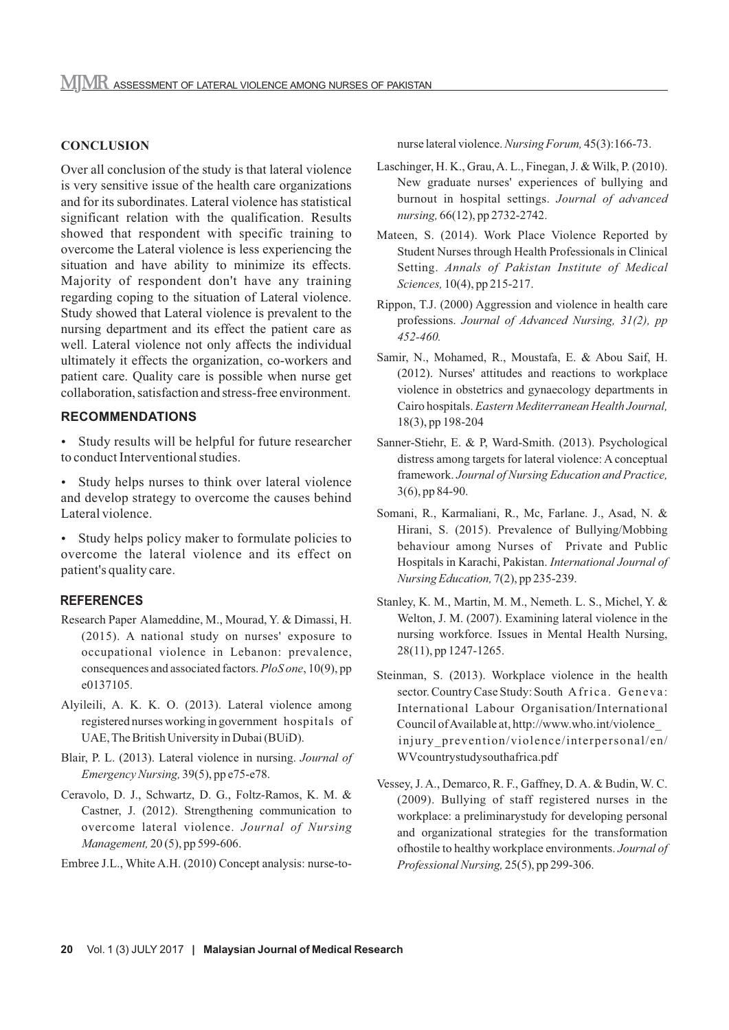## CONCLUSION

Over all conclusion of the study is that lateral violence is very sensitive issue of the health care organizations and for its subordinates. Lateral violence has statistical significant relation with the qualification. Results showed that respondent with specific training to overcome the Lateral violence is less experiencing the situation and have ability to minimize its effects. Majority of respondent don't have any training regarding coping to the situation of Lateral violence. Study showed that Lateral violence is prevalent to the nursing department and its effect the patient care as well. Lateral violence not only affects the individual ultimately it effects the organization, co-workers and patient care. Quality care is possible when nurse get collaboration, satisfaction and stress-free environment.

## RECOMMENDATIONS

- Study results will be helpful for future researcher to conduct Interventional studies.
- Study helps nurses to think over lateral violence and develop strategy to overcome the causes behind Lateral violence.
- Study helps policy maker to formulate policies to overcome the lateral violence and its effect on patient's quality care.

## REFERENCES

Research Paper Alameddine, M., Mourad, Y. & Dimassi, H. (2015). A national study on nurses' exposure to occupational violence in Lebanon: prevalence, consequences and associated factors. *PloS one*, 10(9), pp e0137105.

Alyileili, A. K. K. O. (2013). Lateral violence among registered nurses working in government hospitals of UAE, The British University in Dubai (BUiD).

Blair, P. L. (2013). Lateral violence in nursing. *Journal of Emergency Nursing,* 39(5), pp e75-e78.

Ceravolo, D. J., Schwartz, D. G., Foltz-Ramos, K. M. & Castner, J. (2012). Strengthening communication to overcome lateral violence. *Journal of Nursing Management,* 20 (5), pp 599-606.

Embree J.L., White A.H. (2010) Concept analysis: nurse-to-nurse lateral violence. *Nursing Forum,* 45(3):166-73.

Laschinger, H. K., Grau, A. L., Finegan, J. & Wilk, P. (2010). New graduate nurses' experiences of bullying and burnout in hospital settings. *Journal of advanced nursing,* 66(12), pp 2732-2742.

Mateen, S. (2014). Work Place Violence Reported by Student Nurses through Health Professionals in Clinical Setting. *Annals of Pakistan Institute of Medical Sciences,* 10(4), pp 215-217.

Rippon, T.J. (2000) Aggression and violence in health care professions. *Journal of Advanced Nursing, 31(2), pp 452-460.*

Samir, N., Mohamed, R., Moustafa, E. & Abou Saif, H. (2012). Nurses' attitudes and reactions to workplace violence in obstetrics and gynaecology departments in Cairo hospitals. *Eastern Mediterranean Health Journal,* 18(3), pp 198-204

Sanner-Stiehr, E. & P, Ward-Smith. (2013). Psychological distress among targets for lateral violence: A conceptual framework. *Journal of Nursing Education and Practice,* 3(6), pp 84-90.

Somani, R., Karmaliani, R., Mc, Farlane. J., Asad, N. & Hirani, S. (2015). Prevalence of Bullying/Mobbing behaviour among Nurses of Private and Public Hospitals in Karachi, Pakistan. *International Journal of Nursing Education,* 7(2), pp 235-239.

Stanley, K. M., Martin, M. M., Nemeth. L. S., Michel, Y. & Welton, J. M. (2007). Examining lateral violence in the nursing workforce. Issues in Mental Health Nursing, 28(11), pp 1247-1265.

Steinman, S. (2013). Workplace violence in the health sector. Country Case Study: South Africa. Geneva: International Labour Organisation/International Council of Available at, http://www.who.int/violence_injury_prevention/violence/interpersonal/en/WVcountrystudysouthafrica.pdf

Vessey, J. A., Demarco, R. F., Gaffney, D. A. & Budin, W. C. (2009). Bullying of staff registered nurses in the workplace: a preliminarystudy for developing personal and organizational strategies for the transformation ofhostile to healthy workplace environments. *Journal of Professional Nursing,* 25(5), pp 299-306.